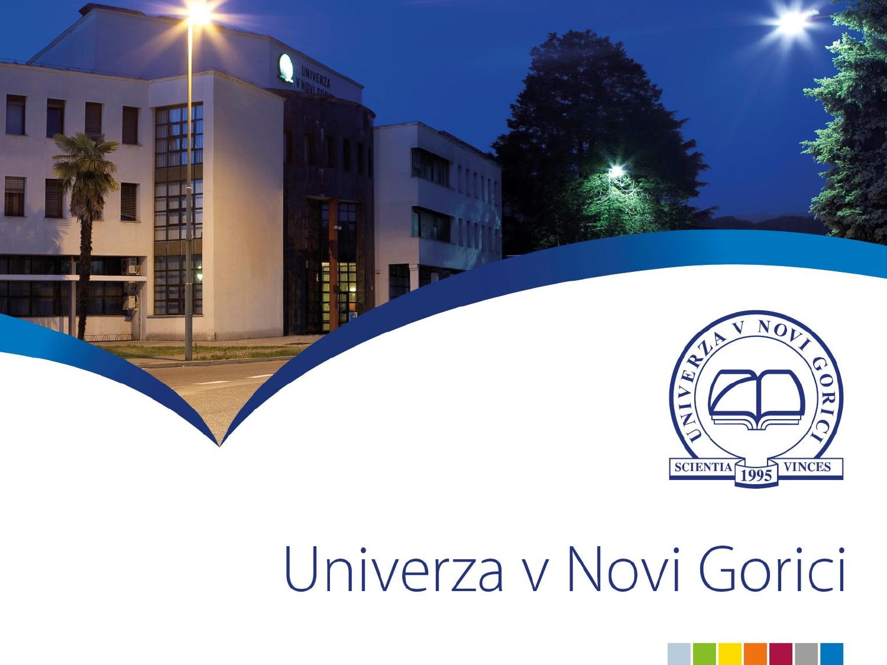# Univerza v Novi Gorici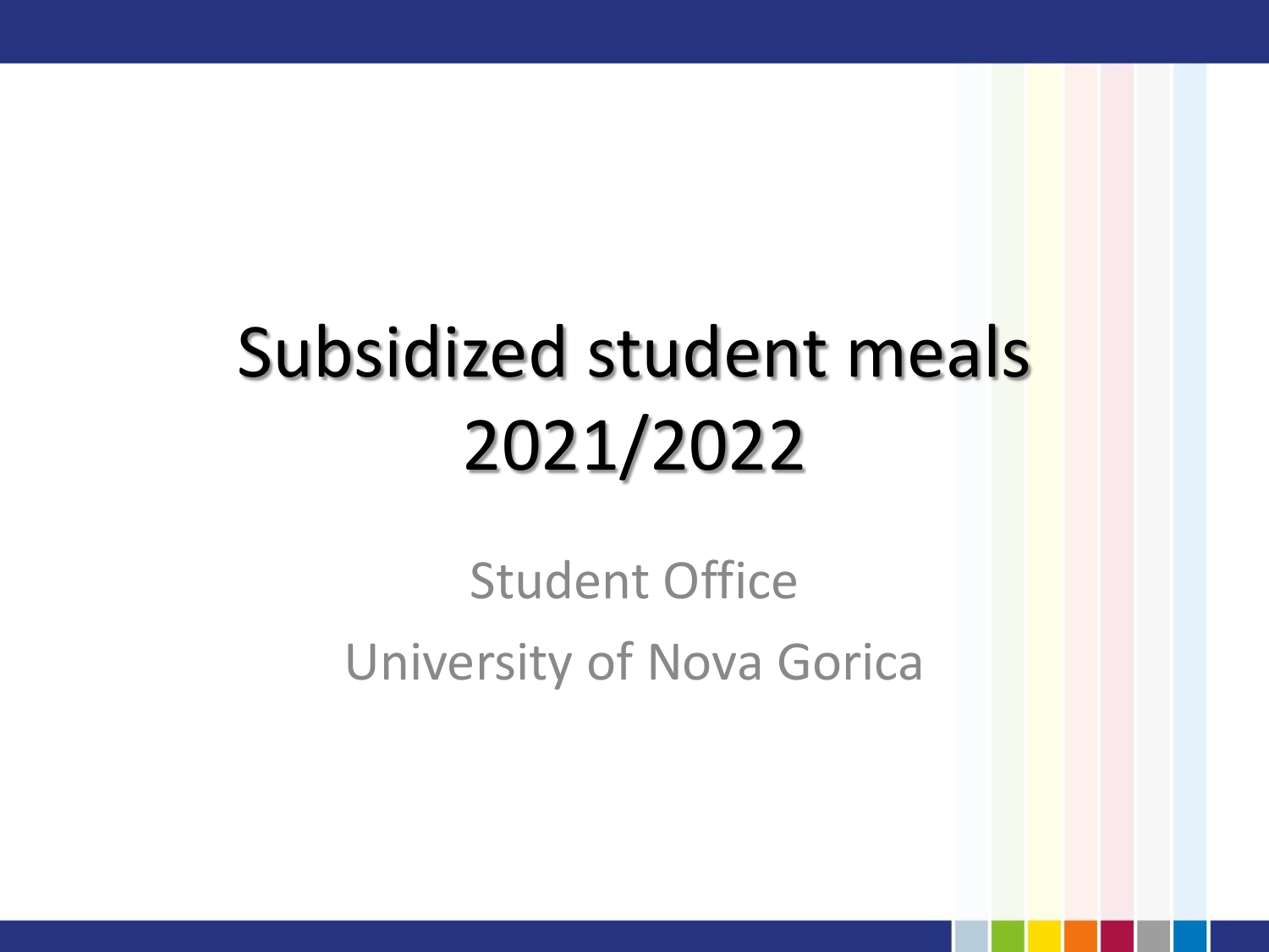# Subsidized student meals 2021/2022

Student Office

University of Nova Gorica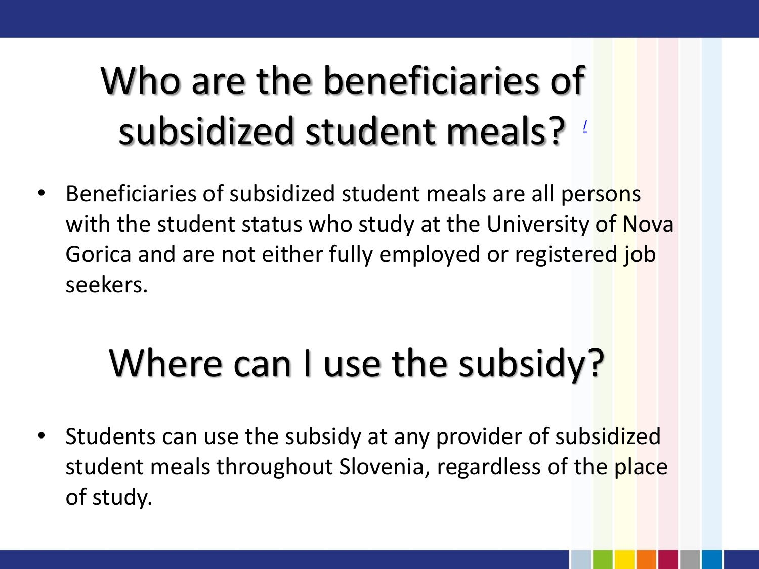# Who are the beneficiaries of subsidized student meals?

- Beneficiaries of subsidized student meals are all persons with the student status who study at the University of Nova Gorica and are not either fully employed or registered job seekers.

# Where can I use the subsidy?

- Students can use the subsidy at any provider of subsidized student meals throughout Slovenia, regardless of the place of study.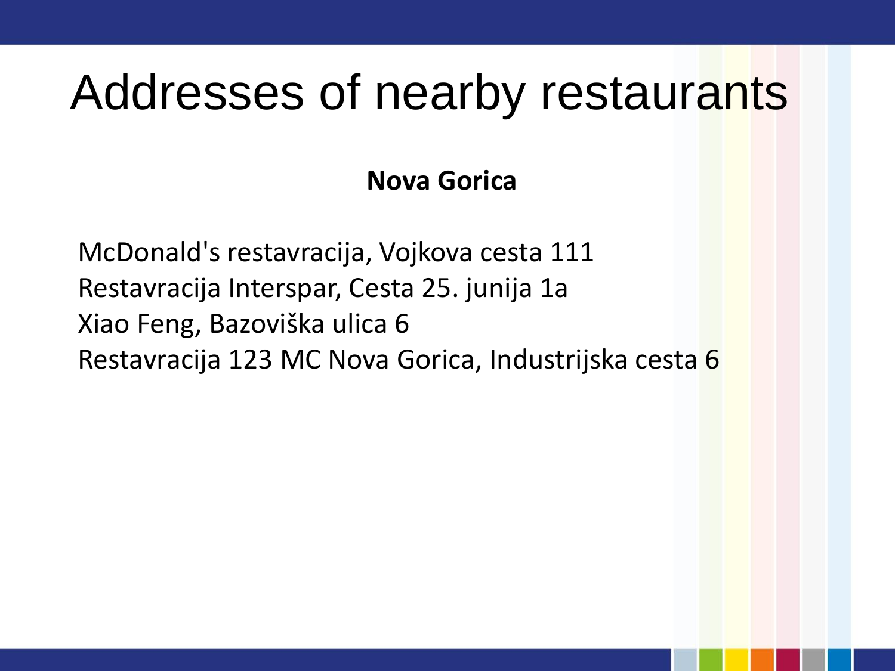# Addresses of nearby restaurants

**Nova Gorica**

McDonald's restavracija, Vojkova cesta 111
Restavracija Interspar, Cesta 25. junija 1a
Xiao Feng, Bazoviška ulica 6
Restavracija 123 MC Nova Gorica, Industrijska cesta 6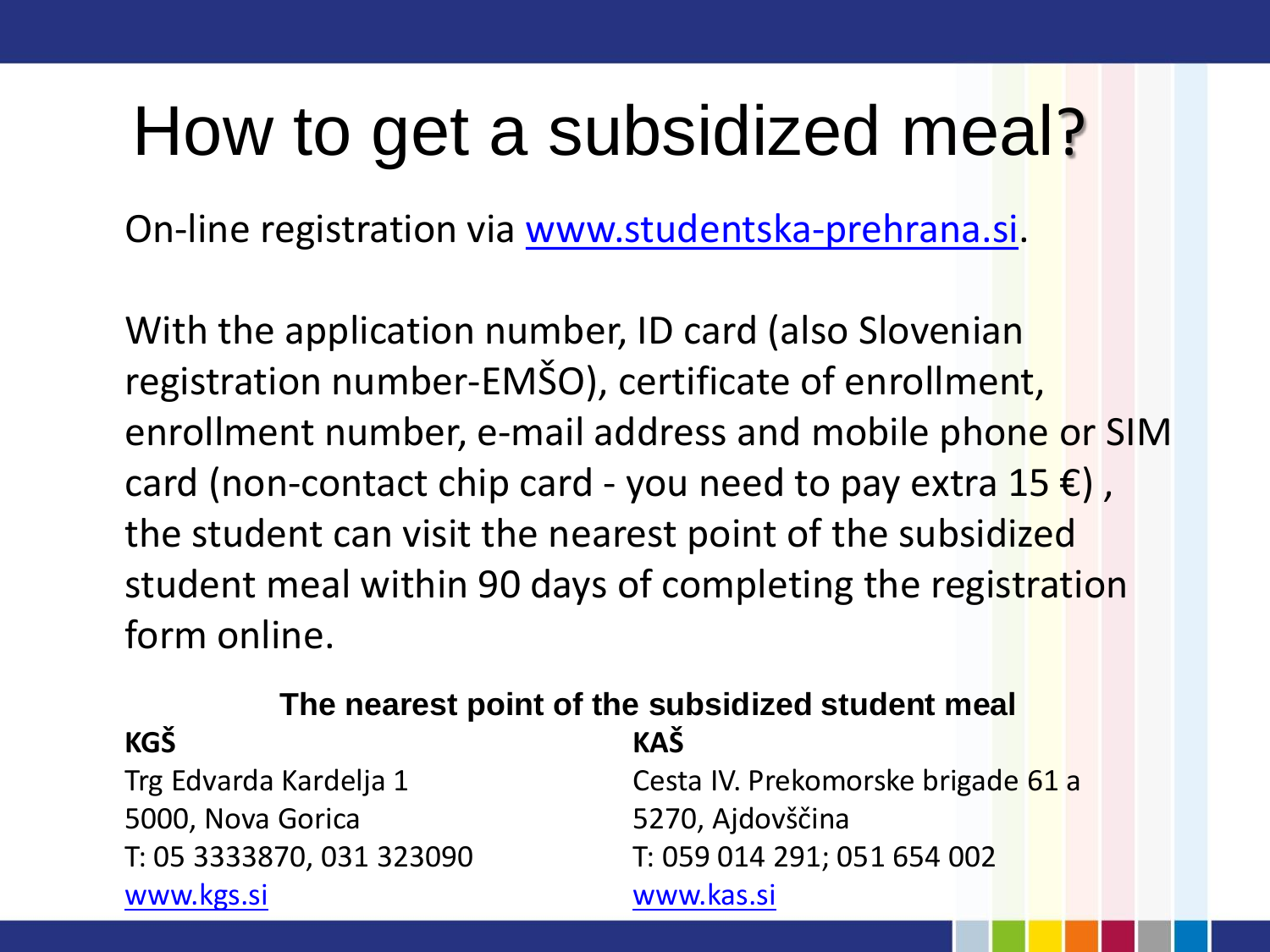# How to get a subsidized meal?

On-line registration via [www.studentska-prehrana.si](http://www.studentska-prehrana.si).

With the application number, ID card (also Slovenian registration number-EMŠO), certificate of enrollment, enrollment number, e-mail address and mobile phone or SIM card (non-contact chip card - you need to pay extra 15 €) , the student can visit the nearest point of the subsidized student meal within 90 days of completing the registration form online.

**The nearest point of the subsidized student meal**

**KGŠ**
Trg Edvarda Kardelja 1
5000, Nova Gorica
T: 05 3333870, 031 323090
[www.kgs.si](http://www.kgs.si)

**KAŠ**
Cesta IV. Prekomorske brigade 61 a
5270, Ajdovščina
T: 059 014 291; 051 654 002
[www.kas.si](http://www.kas.si)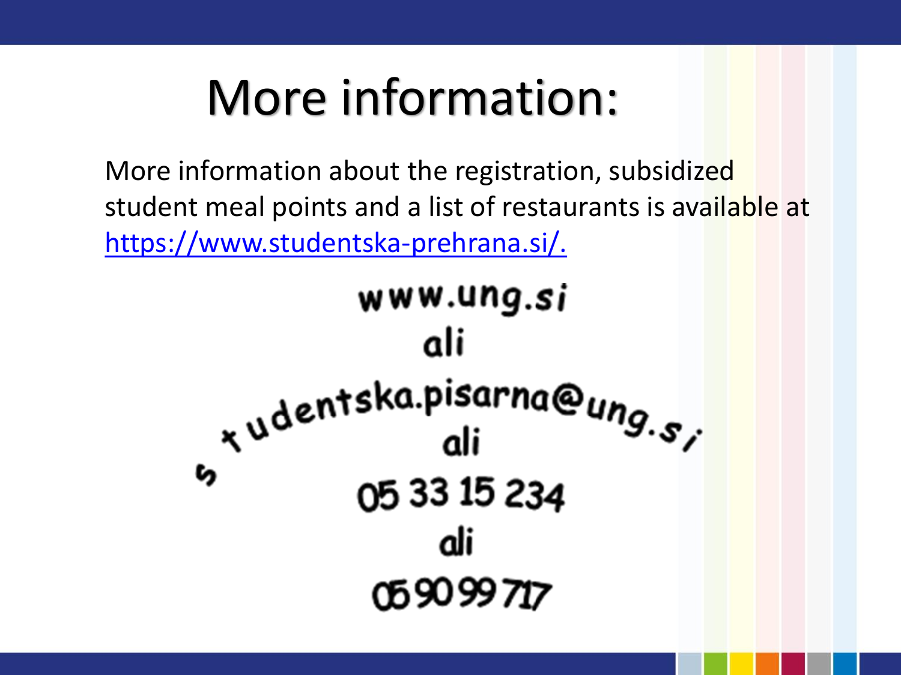# More information:

More information about the registration, subsidized student meal points and a list of restaurants is available at https://www.studentska-prehrana.si/.

www.ung.si

ali

studentska.pisarna@ung.si

ali

05 33 15 234

ali

05 90 99 717